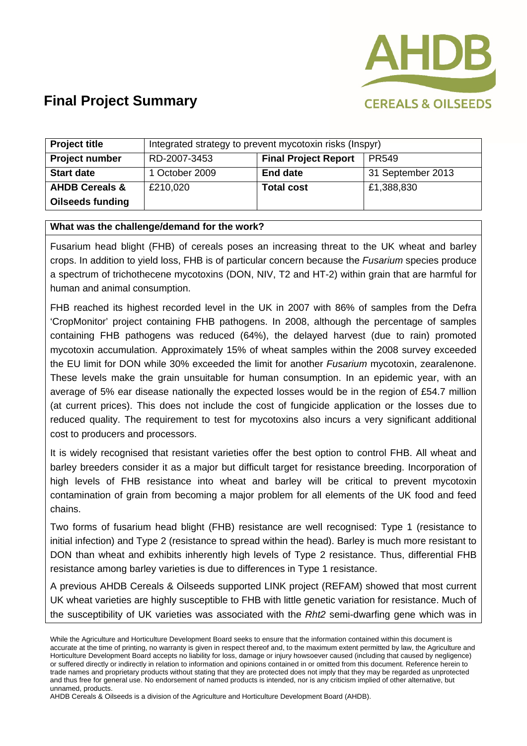# Final Project Summary

| | | | |
|---|---|---|---|
| **Project title** | Integrated strategy to prevent mycotoxin risks (Inspyr) | | |
| **Project number** | RD-2007-3453 | **Final Project Report** | PR549 |
| **Start date** | 1 October 2009 | **End date** | 31 September 2013 |
| **AHDB Cereals & Oilseeds funding** | £210,020 | **Total cost** | £1,388,830 |

**What was the challenge/demand for the work?**

Fusarium head blight (FHB) of cereals poses an increasing threat to the UK wheat and barley crops. In addition to yield loss, FHB is of particular concern because the *Fusarium* species produce a spectrum of trichothecene mycotoxins (DON, NIV, T2 and HT-2) within grain that are harmful for human and animal consumption.

FHB reached its highest recorded level in the UK in 2007 with 86% of samples from the Defra 'CropMonitor' project containing FHB pathogens. In 2008, although the percentage of samples containing FHB pathogens was reduced (64%), the delayed harvest (due to rain) promoted mycotoxin accumulation. Approximately 15% of wheat samples within the 2008 survey exceeded the EU limit for DON while 30% exceeded the limit for another *Fusarium* mycotoxin, zearalenone. These levels make the grain unsuitable for human consumption. In an epidemic year, with an average of 5% ear disease nationally the expected losses would be in the region of £54.7 million (at current prices). This does not include the cost of fungicide application or the losses due to reduced quality. The requirement to test for mycotoxins also incurs a very significant additional cost to producers and processors.

It is widely recognised that resistant varieties offer the best option to control FHB. All wheat and barley breeders consider it as a major but difficult target for resistance breeding. Incorporation of high levels of FHB resistance into wheat and barley will be critical to prevent mycotoxin contamination of grain from becoming a major problem for all elements of the UK food and feed chains.

Two forms of fusarium head blight (FHB) resistance are well recognised: Type 1 (resistance to initial infection) and Type 2 (resistance to spread within the head). Barley is much more resistant to DON than wheat and exhibits inherently high levels of Type 2 resistance. Thus, differential FHB resistance among barley varieties is due to differences in Type 1 resistance.

A previous AHDB Cereals & Oilseeds supported LINK project (REFAM) showed that most current UK wheat varieties are highly susceptible to FHB with little genetic variation for resistance. Much of the susceptibility of UK varieties was associated with the *Rht2* semi-dwarfing gene which was in

While the Agriculture and Horticulture Development Board seeks to ensure that the information contained within this document is accurate at the time of printing, no warranty is given in respect thereof and, to the maximum extent permitted by law, the Agriculture and Horticulture Development Board accepts no liability for loss, damage or injury howsoever caused (including that caused by negligence) or suffered directly or indirectly in relation to information and opinions contained in or omitted from this document. Reference herein to trade names and proprietary products without stating that they are protected does not imply that they may be regarded as unprotected and thus free for general use. No endorsement of named products is intended, nor is any criticism implied of other alternative, but unnamed, products.

AHDB Cereals & Oilseeds is a division of the Agriculture and Horticulture Development Board (AHDB).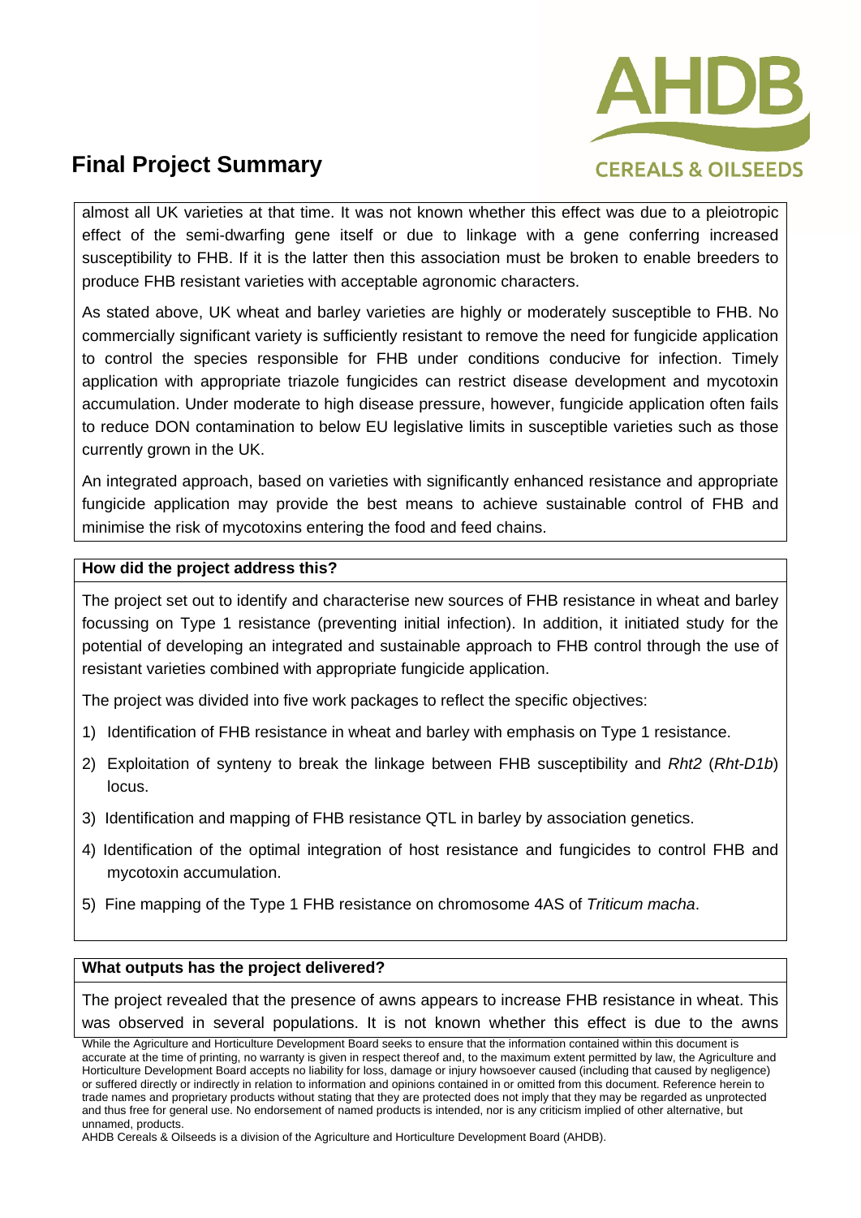# Final Project Summary

almost all UK varieties at that time. It was not known whether this effect was due to a pleiotropic effect of the semi-dwarfing gene itself or due to linkage with a gene conferring increased susceptibility to FHB. If it is the latter then this association must be broken to enable breeders to produce FHB resistant varieties with acceptable agronomic characters.

As stated above, UK wheat and barley varieties are highly or moderately susceptible to FHB. No commercially significant variety is sufficiently resistant to remove the need for fungicide application to control the species responsible for FHB under conditions conducive for infection. Timely application with appropriate triazole fungicides can restrict disease development and mycotoxin accumulation. Under moderate to high disease pressure, however, fungicide application often fails to reduce DON contamination to below EU legislative limits in susceptible varieties such as those currently grown in the UK.

An integrated approach, based on varieties with significantly enhanced resistance and appropriate fungicide application may provide the best means to achieve sustainable control of FHB and minimise the risk of mycotoxins entering the food and feed chains.

**How did the project address this?**

The project set out to identify and characterise new sources of FHB resistance in wheat and barley focussing on Type 1 resistance (preventing initial infection). In addition, it initiated study for the potential of developing an integrated and sustainable approach to FHB control through the use of resistant varieties combined with appropriate fungicide application.

The project was divided into five work packages to reflect the specific objectives:

1) Identification of FHB resistance in wheat and barley with emphasis on Type 1 resistance.
2) Exploitation of synteny to break the linkage between FHB susceptibility and *Rht2* (*Rht-D1b*) locus.
3) Identification and mapping of FHB resistance QTL in barley by association genetics.
4) Identification of the optimal integration of host resistance and fungicides to control FHB and mycotoxin accumulation.
5) Fine mapping of the Type 1 FHB resistance on chromosome 4AS of *Triticum macha*.

**What outputs has the project delivered?**

The project revealed that the presence of awns appears to increase FHB resistance in wheat. This was observed in several populations. It is not known whether this effect is due to the awns

While the Agriculture and Horticulture Development Board seeks to ensure that the information contained within this document is accurate at the time of printing, no warranty is given in respect thereof and, to the maximum extent permitted by law, the Agriculture and Horticulture Development Board accepts no liability for loss, damage or injury howsoever caused (including that caused by negligence) or suffered directly or indirectly in relation to information and opinions contained in or omitted from this document. Reference herein to trade names and proprietary products without stating that they are protected does not imply that they may be regarded as unprotected and thus free for general use. No endorsement of named products is intended, nor is any criticism implied of other alternative, but unnamed, products.

AHDB Cereals & Oilseeds is a division of the Agriculture and Horticulture Development Board (AHDB).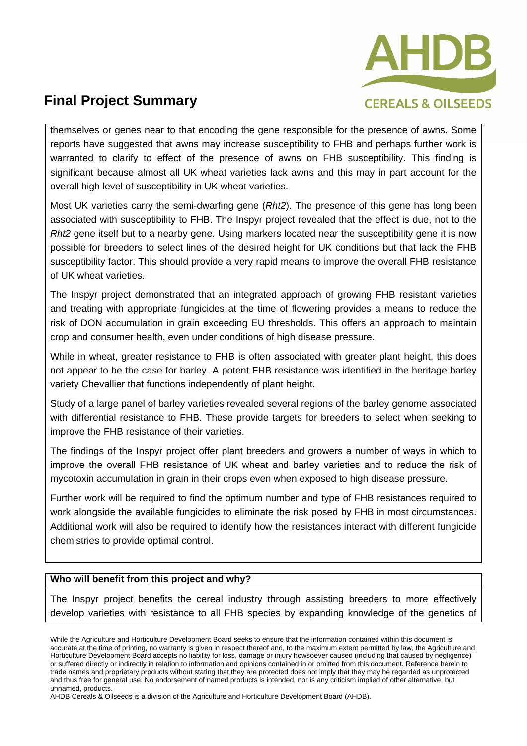themselves or genes near to that encoding the gene responsible for the presence of awns. Some reports have suggested that awns may increase susceptibility to FHB and perhaps further work is warranted to clarify to effect of the presence of awns on FHB susceptibility. This finding is significant because almost all UK wheat varieties lack awns and this may in part account for the overall high level of susceptibility in UK wheat varieties.

Most UK varieties carry the semi-dwarfing gene (*Rht2*). The presence of this gene has long been associated with susceptibility to FHB. The Inspyr project revealed that the effect is due, not to the *Rht2* gene itself but to a nearby gene. Using markers located near the susceptibility gene it is now possible for breeders to select lines of the desired height for UK conditions but that lack the FHB susceptibility factor. This should provide a very rapid means to improve the overall FHB resistance of UK wheat varieties.

The Inspyr project demonstrated that an integrated approach of growing FHB resistant varieties and treating with appropriate fungicides at the time of flowering provides a means to reduce the risk of DON accumulation in grain exceeding EU thresholds. This offers an approach to maintain crop and consumer health, even under conditions of high disease pressure.

While in wheat, greater resistance to FHB is often associated with greater plant height, this does not appear to be the case for barley. A potent FHB resistance was identified in the heritage barley variety Chevallier that functions independently of plant height.

Study of a large panel of barley varieties revealed several regions of the barley genome associated with differential resistance to FHB. These provide targets for breeders to select when seeking to improve the FHB resistance of their varieties.

The findings of the Inspyr project offer plant breeders and growers a number of ways in which to improve the overall FHB resistance of UK wheat and barley varieties and to reduce the risk of mycotoxin accumulation in grain in their crops even when exposed to high disease pressure.

Further work will be required to find the optimum number and type of FHB resistances required to work alongside the available fungicides to eliminate the risk posed by FHB in most circumstances. Additional work will also be required to identify how the resistances interact with different fungicide chemistries to provide optimal control.

**Who will benefit from this project and why?**

The Inspyr project benefits the cereal industry through assisting breeders to more effectively develop varieties with resistance to all FHB species by expanding knowledge of the genetics of

While the Agriculture and Horticulture Development Board seeks to ensure that the information contained within this document is accurate at the time of printing, no warranty is given in respect thereof and, to the maximum extent permitted by law, the Agriculture and Horticulture Development Board accepts no liability for loss, damage or injury howsoever caused (including that caused by negligence) or suffered directly or indirectly in relation to information and opinions contained in or omitted from this document. Reference herein to trade names and proprietary products without stating that they are protected does not imply that they may be regarded as unprotected and thus free for general use. No endorsement of named products is intended, nor is any criticism implied of other alternative, but unnamed, products.

AHDB Cereals & Oilseeds is a division of the Agriculture and Horticulture Development Board (AHDB).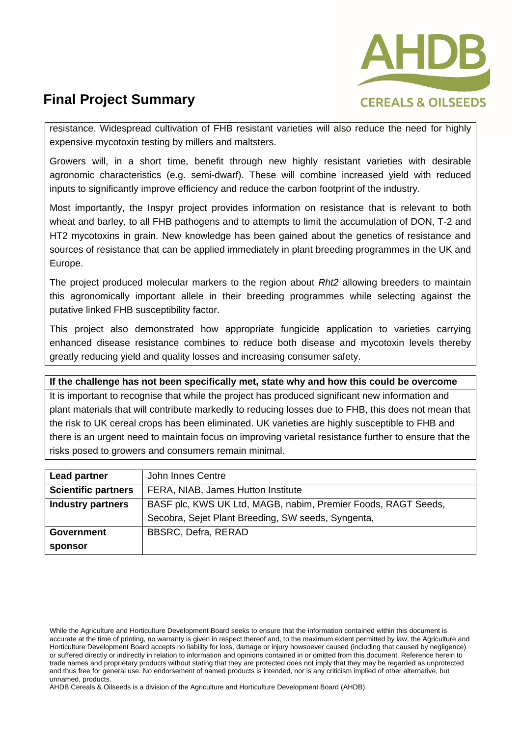resistance. Widespread cultivation of FHB resistant varieties will also reduce the need for highly expensive mycotoxin testing by millers and maltsters.

Growers will, in a short time, benefit through new highly resistant varieties with desirable agronomic characteristics (e.g. semi-dwarf). These will combine increased yield with reduced inputs to significantly improve efficiency and reduce the carbon footprint of the industry.

Most importantly, the Inspyr project provides information on resistance that is relevant to both wheat and barley, to all FHB pathogens and to attempts to limit the accumulation of DON, T-2 and HT2 mycotoxins in grain. New knowledge has been gained about the genetics of resistance and sources of resistance that can be applied immediately in plant breeding programmes in the UK and Europe.

The project produced molecular markers to the region about *Rht2* allowing breeders to maintain this agronomically important allele in their breeding programmes while selecting against the putative linked FHB susceptibility factor.

This project also demonstrated how appropriate fungicide application to varieties carrying enhanced disease resistance combines to reduce both disease and mycotoxin levels thereby greatly reducing yield and quality losses and increasing consumer safety.

**If the challenge has not been specifically met, state why and how this could be overcome**

It is important to recognise that while the project has produced significant new information and plant materials that will contribute markedly to reducing losses due to FHB, this does not mean that the risk to UK cereal crops has been eliminated. UK varieties are highly susceptible to FHB and there is an urgent need to maintain focus on improving varietal resistance further to ensure that the risks posed to growers and consumers remain minimal.

| | |
|---|---|
| **Lead partner** | John Innes Centre |
| **Scientific partners** | FERA, NIAB, James Hutton Institute |
| **Industry partners** | BASF plc, KWS UK Ltd, MAGB, nabim, Premier Foods, RAGT Seeds, Secobra, Sejet Plant Breeding, SW seeds, Syngenta, |
| **Government sponsor** | BBSRC, Defra, RERAD |

While the Agriculture and Horticulture Development Board seeks to ensure that the information contained within this document is accurate at the time of printing, no warranty is given in respect thereof and, to the maximum extent permitted by law, the Agriculture and Horticulture Development Board accepts no liability for loss, damage or injury howsoever caused (including that caused by negligence) or suffered directly or indirectly in relation to information and opinions contained in or omitted from this document. Reference herein to trade names and proprietary products without stating that they are protected does not imply that they may be regarded as unprotected and thus free for general use. No endorsement of named products is intended, nor is any criticism implied of other alternative, but unnamed, products.

AHDB Cereals & Oilseeds is a division of the Agriculture and Horticulture Development Board (AHDB).